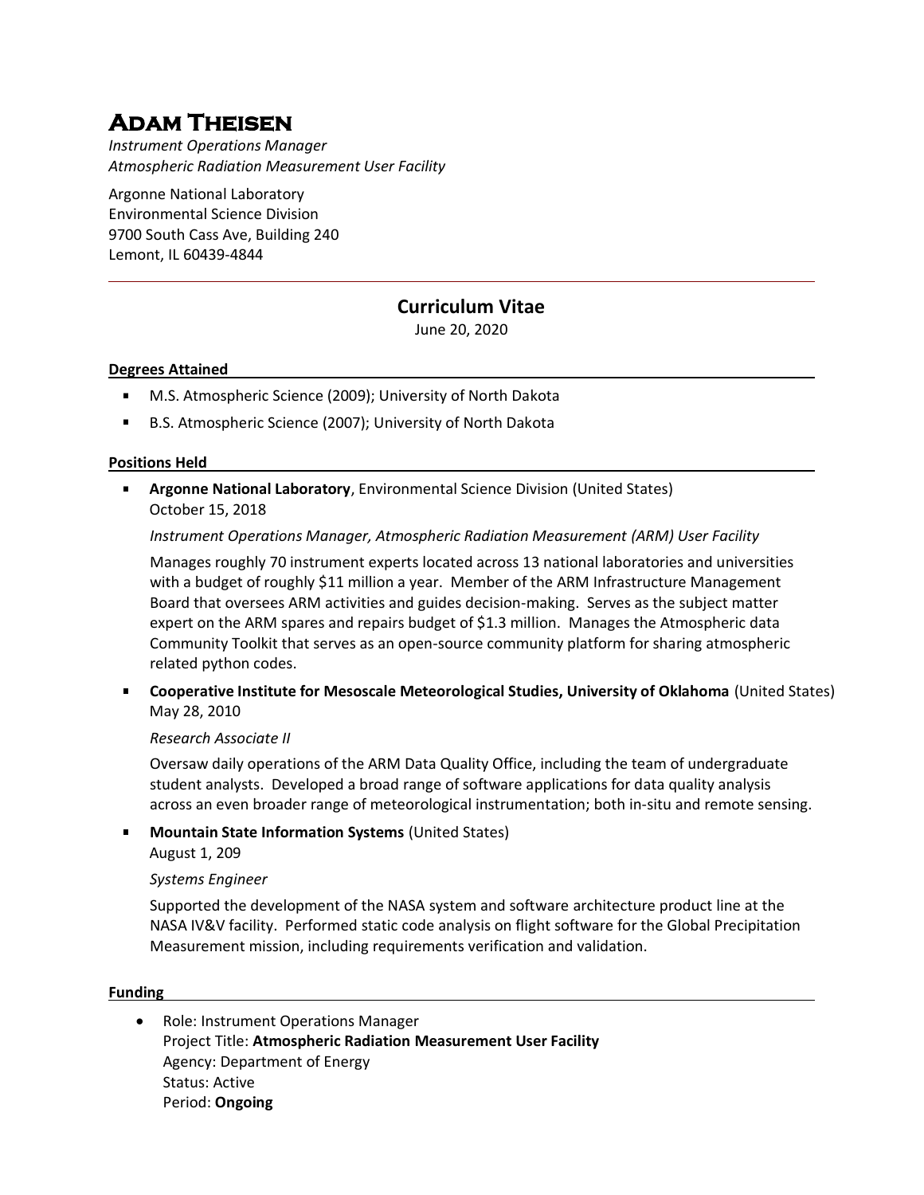# Adam Theisen

*Instrument Operations Manager*
*Atmospheric Radiation Measurement User Facility*

Argonne National Laboratory
Environmental Science Division
9700 South Cass Ave, Building 240
Lemont, IL 60439-4844

---

## Curriculum Vitae

June 20, 2020

### Degrees Attained

- M.S. Atmospheric Science (2009); University of North Dakota
- B.S. Atmospheric Science (2007); University of North Dakota

### Positions Held

- **Argonne National Laboratory**, Environmental Science Division (United States)
  October 15, 2018

  *Instrument Operations Manager, Atmospheric Radiation Measurement (ARM) User Facility*

  Manages roughly 70 instrument experts located across 13 national laboratories and universities with a budget of roughly $11 million a year. Member of the ARM Infrastructure Management Board that oversees ARM activities and guides decision-making. Serves as the subject matter expert on the ARM spares and repairs budget of $1.3 million. Manages the Atmospheric data Community Toolkit that serves as an open-source community platform for sharing atmospheric related python codes.

- **Cooperative Institute for Mesoscale Meteorological Studies, University of Oklahoma** (United States)
  May 28, 2010

  *Research Associate II*

  Oversaw daily operations of the ARM Data Quality Office, including the team of undergraduate student analysts. Developed a broad range of software applications for data quality analysis across an even broader range of meteorological instrumentation; both in-situ and remote sensing.

- **Mountain State Information Systems** (United States)
  August 1, 209

  *Systems Engineer*

  Supported the development of the NASA system and software architecture product line at the NASA IV&V facility. Performed static code analysis on flight software for the Global Precipitation Measurement mission, including requirements verification and validation.

### Funding

- Role: Instrument Operations Manager
  Project Title: **Atmospheric Radiation Measurement User Facility**
  Agency: Department of Energy
  Status: Active
  Period: **Ongoing**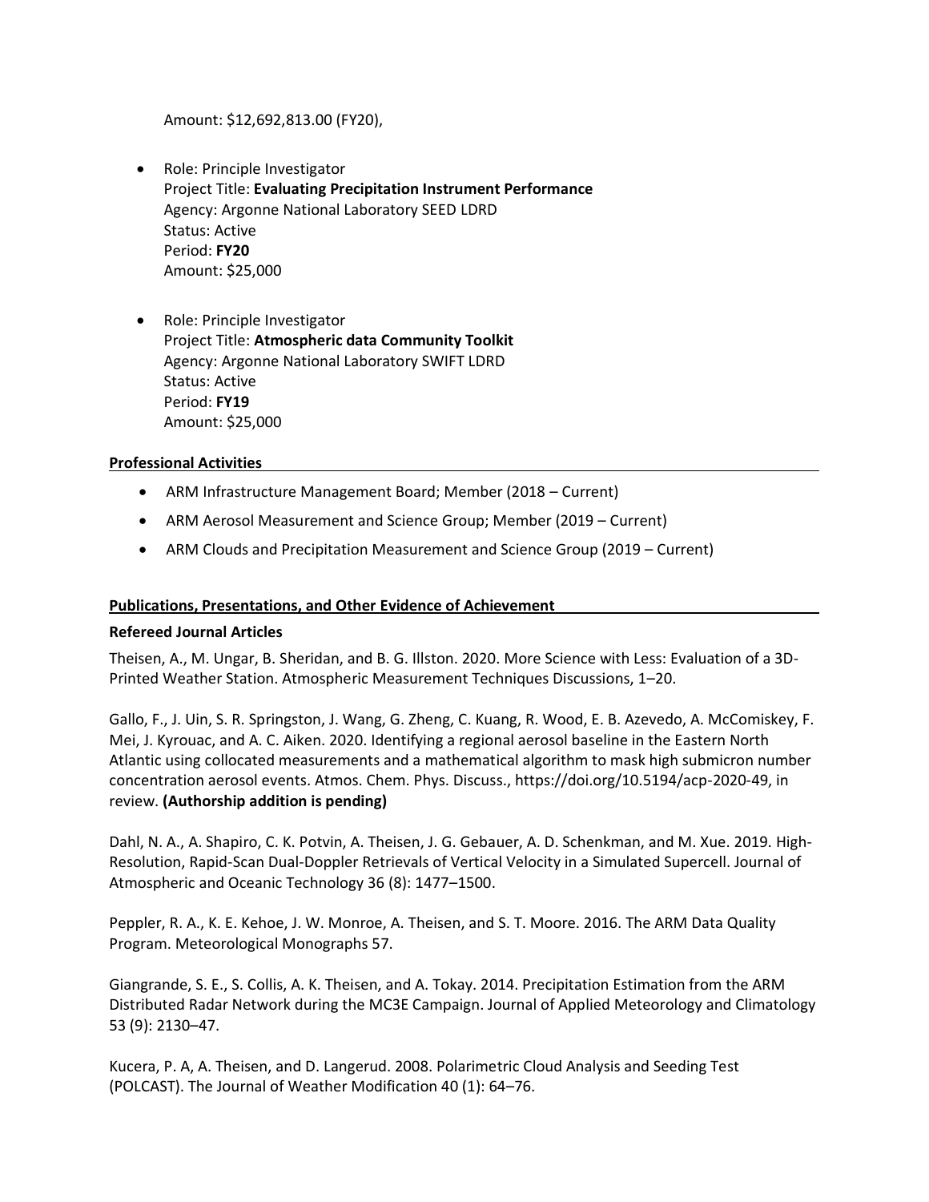Amount: $12,692,813.00 (FY20),

- Role: Principle Investigator  
  Project Title: **Evaluating Precipitation Instrument Performance**  
  Agency: Argonne National Laboratory SEED LDRD  
  Status: Active  
  Period: **FY20**  
  Amount: $25,000

- Role: Principle Investigator  
  Project Title: **Atmospheric data Community Toolkit**  
  Agency: Argonne National Laboratory SWIFT LDRD  
  Status: Active  
  Period: **FY19**  
  Amount: $25,000

## Professional Activities

- ARM Infrastructure Management Board; Member (2018 – Current)
- ARM Aerosol Measurement and Science Group; Member (2019 – Current)
- ARM Clouds and Precipitation Measurement and Science Group (2019 – Current)

## Publications, Presentations, and Other Evidence of Achievement

### Refereed Journal Articles

Theisen, A., M. Ungar, B. Sheridan, and B. G. Illston. 2020. More Science with Less: Evaluation of a 3D-Printed Weather Station. Atmospheric Measurement Techniques Discussions, 1–20.

Gallo, F., J. Uin, S. R. Springston, J. Wang, G. Zheng, C. Kuang, R. Wood, E. B. Azevedo, A. McComiskey, F. Mei, J. Kyrouac, and A. C. Aiken. 2020. Identifying a regional aerosol baseline in the Eastern North Atlantic using collocated measurements and a mathematical algorithm to mask high submicron number concentration aerosol events. Atmos. Chem. Phys. Discuss., https://doi.org/10.5194/acp-2020-49, in review. **(Authorship addition is pending)**

Dahl, N. A., A. Shapiro, C. K. Potvin, A. Theisen, J. G. Gebauer, A. D. Schenkman, and M. Xue. 2019. High-Resolution, Rapid-Scan Dual-Doppler Retrievals of Vertical Velocity in a Simulated Supercell. Journal of Atmospheric and Oceanic Technology 36 (8): 1477–1500.

Peppler, R. A., K. E. Kehoe, J. W. Monroe, A. Theisen, and S. T. Moore. 2016. The ARM Data Quality Program. Meteorological Monographs 57.

Giangrande, S. E., S. Collis, A. K. Theisen, and A. Tokay. 2014. Precipitation Estimation from the ARM Distributed Radar Network during the MC3E Campaign. Journal of Applied Meteorology and Climatology 53 (9): 2130–47.

Kucera, P. A, A. Theisen, and D. Langerud. 2008. Polarimetric Cloud Analysis and Seeding Test (POLCAST). The Journal of Weather Modification 40 (1): 64–76.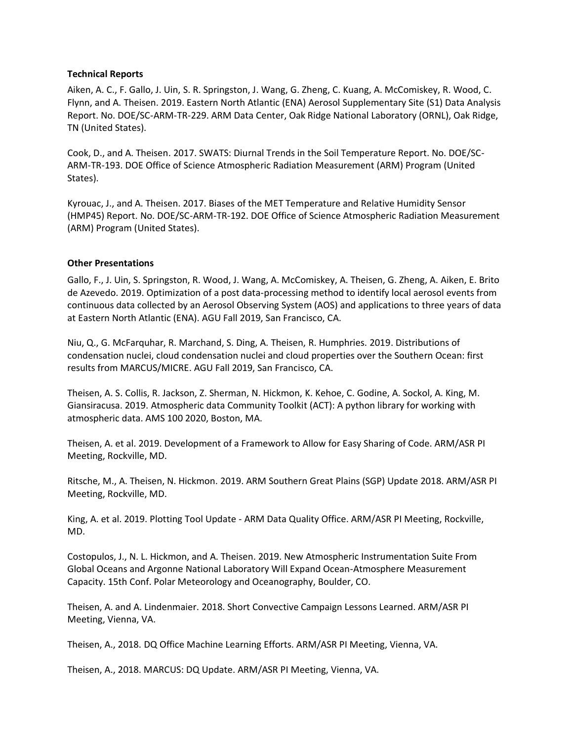**Technical Reports**

Aiken, A. C., F. Gallo, J. Uin, S. R. Springston, J. Wang, G. Zheng, C. Kuang, A. McComiskey, R. Wood, C. Flynn, and A. Theisen. 2019. Eastern North Atlantic (ENA) Aerosol Supplementary Site (S1) Data Analysis Report. No. DOE/SC-ARM-TR-229. ARM Data Center, Oak Ridge National Laboratory (ORNL), Oak Ridge, TN (United States).

Cook, D., and A. Theisen. 2017. SWATS: Diurnal Trends in the Soil Temperature Report. No. DOE/SC-ARM-TR-193. DOE Office of Science Atmospheric Radiation Measurement (ARM) Program (United States).

Kyrouac, J., and A. Theisen. 2017. Biases of the MET Temperature and Relative Humidity Sensor (HMP45) Report. No. DOE/SC-ARM-TR-192. DOE Office of Science Atmospheric Radiation Measurement (ARM) Program (United States).

**Other Presentations**

Gallo, F., J. Uin, S. Springston, R. Wood, J. Wang, A. McComiskey, A. Theisen, G. Zheng, A. Aiken, E. Brito de Azevedo. 2019. Optimization of a post data-processing method to identify local aerosol events from continuous data collected by an Aerosol Observing System (AOS) and applications to three years of data at Eastern North Atlantic (ENA). AGU Fall 2019, San Francisco, CA.

Niu, Q., G. McFarquhar, R. Marchand, S. Ding, A. Theisen, R. Humphries. 2019. Distributions of condensation nuclei, cloud condensation nuclei and cloud properties over the Southern Ocean: first results from MARCUS/MICRE. AGU Fall 2019, San Francisco, CA.

Theisen, A. S. Collis, R. Jackson, Z. Sherman, N. Hickmon, K. Kehoe, C. Godine, A. Sockol, A. King, M. Giansiracusa. 2019. Atmospheric data Community Toolkit (ACT): A python library for working with atmospheric data. AMS 100 2020, Boston, MA.

Theisen, A. et al. 2019. Development of a Framework to Allow for Easy Sharing of Code. ARM/ASR PI Meeting, Rockville, MD.

Ritsche, M., A. Theisen, N. Hickmon. 2019. ARM Southern Great Plains (SGP) Update 2018. ARM/ASR PI Meeting, Rockville, MD.

King, A. et al. 2019. Plotting Tool Update - ARM Data Quality Office. ARM/ASR PI Meeting, Rockville, MD.

Costopulos, J., N. L. Hickmon, and A. Theisen. 2019. New Atmospheric Instrumentation Suite From Global Oceans and Argonne National Laboratory Will Expand Ocean-Atmosphere Measurement Capacity. 15th Conf. Polar Meteorology and Oceanography, Boulder, CO.

Theisen, A. and A. Lindenmaier. 2018. Short Convective Campaign Lessons Learned. ARM/ASR PI Meeting, Vienna, VA.

Theisen, A., 2018. DQ Office Machine Learning Efforts. ARM/ASR PI Meeting, Vienna, VA.

Theisen, A., 2018. MARCUS: DQ Update. ARM/ASR PI Meeting, Vienna, VA.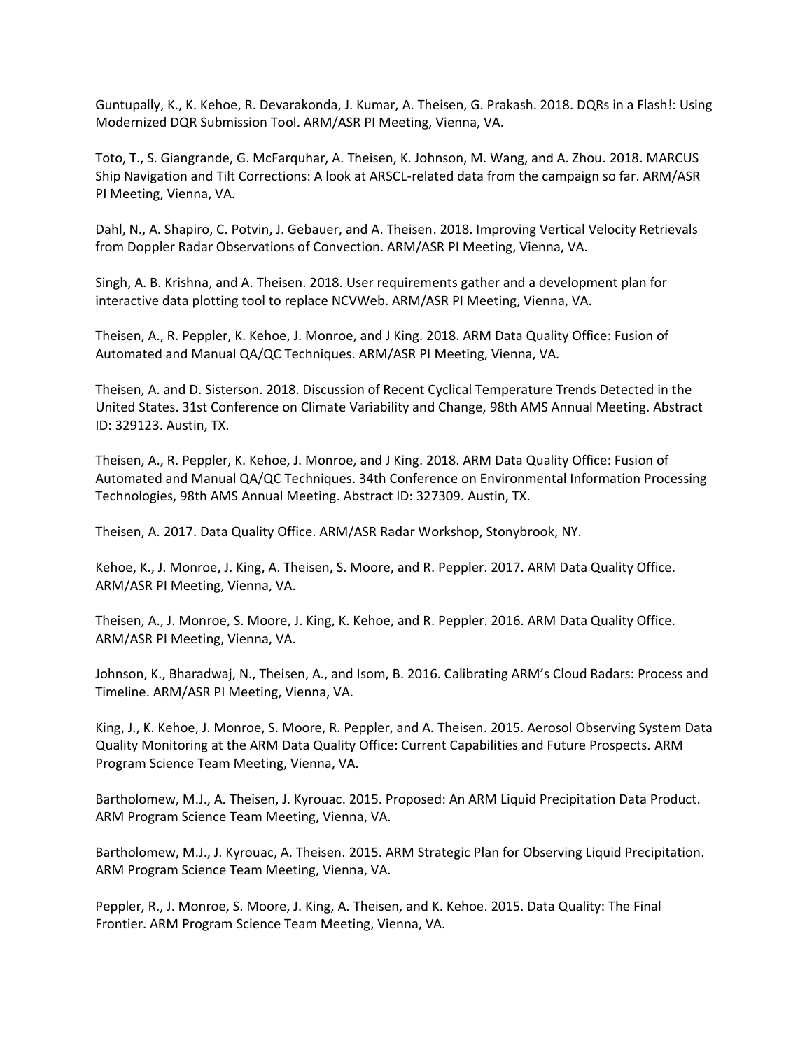Guntupally, K., K. Kehoe, R. Devarakonda, J. Kumar, A. Theisen, G. Prakash. 2018. DQRs in a Flash!: Using Modernized DQR Submission Tool. ARM/ASR PI Meeting, Vienna, VA.

Toto, T., S. Giangrande, G. McFarquhar, A. Theisen, K. Johnson, M. Wang, and A. Zhou. 2018. MARCUS Ship Navigation and Tilt Corrections: A look at ARSCL-related data from the campaign so far. ARM/ASR PI Meeting, Vienna, VA.

Dahl, N., A. Shapiro, C. Potvin, J. Gebauer, and A. Theisen. 2018. Improving Vertical Velocity Retrievals from Doppler Radar Observations of Convection. ARM/ASR PI Meeting, Vienna, VA.

Singh, A. B. Krishna, and A. Theisen. 2018. User requirements gather and a development plan for interactive data plotting tool to replace NCVWeb. ARM/ASR PI Meeting, Vienna, VA.

Theisen, A., R. Peppler, K. Kehoe, J. Monroe, and J King. 2018. ARM Data Quality Office: Fusion of Automated and Manual QA/QC Techniques. ARM/ASR PI Meeting, Vienna, VA.

Theisen, A. and D. Sisterson. 2018. Discussion of Recent Cyclical Temperature Trends Detected in the United States. 31st Conference on Climate Variability and Change, 98th AMS Annual Meeting. Abstract ID: 329123. Austin, TX.

Theisen, A., R. Peppler, K. Kehoe, J. Monroe, and J King. 2018. ARM Data Quality Office: Fusion of Automated and Manual QA/QC Techniques. 34th Conference on Environmental Information Processing Technologies, 98th AMS Annual Meeting. Abstract ID: 327309. Austin, TX.

Theisen, A. 2017. Data Quality Office. ARM/ASR Radar Workshop, Stonybrook, NY.

Kehoe, K., J. Monroe, J. King, A. Theisen, S. Moore, and R. Peppler. 2017. ARM Data Quality Office. ARM/ASR PI Meeting, Vienna, VA.

Theisen, A., J. Monroe, S. Moore, J. King, K. Kehoe, and R. Peppler. 2016. ARM Data Quality Office. ARM/ASR PI Meeting, Vienna, VA.

Johnson, K., Bharadwaj, N., Theisen, A., and Isom, B. 2016. Calibrating ARM's Cloud Radars: Process and Timeline. ARM/ASR PI Meeting, Vienna, VA.

King, J., K. Kehoe, J. Monroe, S. Moore, R. Peppler, and A. Theisen. 2015. Aerosol Observing System Data Quality Monitoring at the ARM Data Quality Office: Current Capabilities and Future Prospects. ARM Program Science Team Meeting, Vienna, VA.

Bartholomew, M.J., A. Theisen, J. Kyrouac. 2015. Proposed: An ARM Liquid Precipitation Data Product. ARM Program Science Team Meeting, Vienna, VA.

Bartholomew, M.J., J. Kyrouac, A. Theisen. 2015. ARM Strategic Plan for Observing Liquid Precipitation. ARM Program Science Team Meeting, Vienna, VA.

Peppler, R., J. Monroe, S. Moore, J. King, A. Theisen, and K. Kehoe. 2015. Data Quality: The Final Frontier. ARM Program Science Team Meeting, Vienna, VA.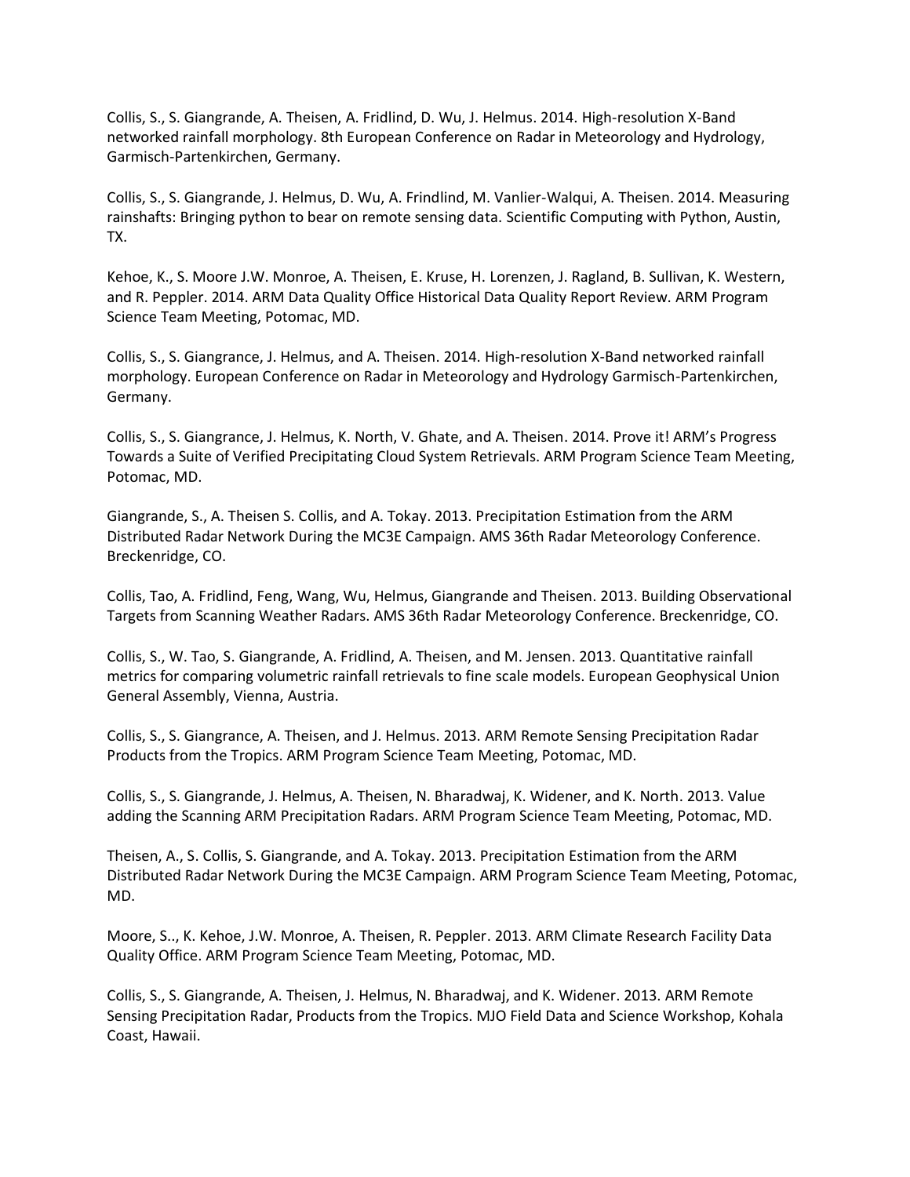Collis, S., S. Giangrande, A. Theisen, A. Fridlind, D. Wu, J. Helmus. 2014. High-resolution X-Band networked rainfall morphology. 8th European Conference on Radar in Meteorology and Hydrology, Garmisch-Partenkirchen, Germany.

Collis, S., S. Giangrande, J. Helmus, D. Wu, A. Frindlind, M. Vanlier-Walqui, A. Theisen. 2014. Measuring rainshafts: Bringing python to bear on remote sensing data. Scientific Computing with Python, Austin, TX.

Kehoe, K., S. Moore J.W. Monroe, A. Theisen, E. Kruse, H. Lorenzen, J. Ragland, B. Sullivan, K. Western, and R. Peppler. 2014. ARM Data Quality Office Historical Data Quality Report Review. ARM Program Science Team Meeting, Potomac, MD.

Collis, S., S. Giangrance, J. Helmus, and A. Theisen. 2014. High-resolution X-Band networked rainfall morphology. European Conference on Radar in Meteorology and Hydrology Garmisch-Partenkirchen, Germany.

Collis, S., S. Giangrance, J. Helmus, K. North, V. Ghate, and A. Theisen. 2014. Prove it! ARM's Progress Towards a Suite of Verified Precipitating Cloud System Retrievals. ARM Program Science Team Meeting, Potomac, MD.

Giangrande, S., A. Theisen S. Collis, and A. Tokay. 2013. Precipitation Estimation from the ARM Distributed Radar Network During the MC3E Campaign. AMS 36th Radar Meteorology Conference. Breckenridge, CO.

Collis, Tao, A. Fridlind, Feng, Wang, Wu, Helmus, Giangrande and Theisen. 2013. Building Observational Targets from Scanning Weather Radars. AMS 36th Radar Meteorology Conference. Breckenridge, CO.

Collis, S., W. Tao, S. Giangrande, A. Fridlind, A. Theisen, and M. Jensen. 2013. Quantitative rainfall metrics for comparing volumetric rainfall retrievals to fine scale models. European Geophysical Union General Assembly, Vienna, Austria.

Collis, S., S. Giangrance, A. Theisen, and J. Helmus. 2013. ARM Remote Sensing Precipitation Radar Products from the Tropics. ARM Program Science Team Meeting, Potomac, MD.

Collis, S., S. Giangrande, J. Helmus, A. Theisen, N. Bharadwaj, K. Widener, and K. North. 2013. Value adding the Scanning ARM Precipitation Radars. ARM Program Science Team Meeting, Potomac, MD.

Theisen, A., S. Collis, S. Giangrande, and A. Tokay. 2013. Precipitation Estimation from the ARM Distributed Radar Network During the MC3E Campaign. ARM Program Science Team Meeting, Potomac, MD.

Moore, S.., K. Kehoe, J.W. Monroe, A. Theisen, R. Peppler. 2013. ARM Climate Research Facility Data Quality Office. ARM Program Science Team Meeting, Potomac, MD.

Collis, S., S. Giangrande, A. Theisen, J. Helmus, N. Bharadwaj, and K. Widener. 2013. ARM Remote Sensing Precipitation Radar, Products from the Tropics. MJO Field Data and Science Workshop, Kohala Coast, Hawaii.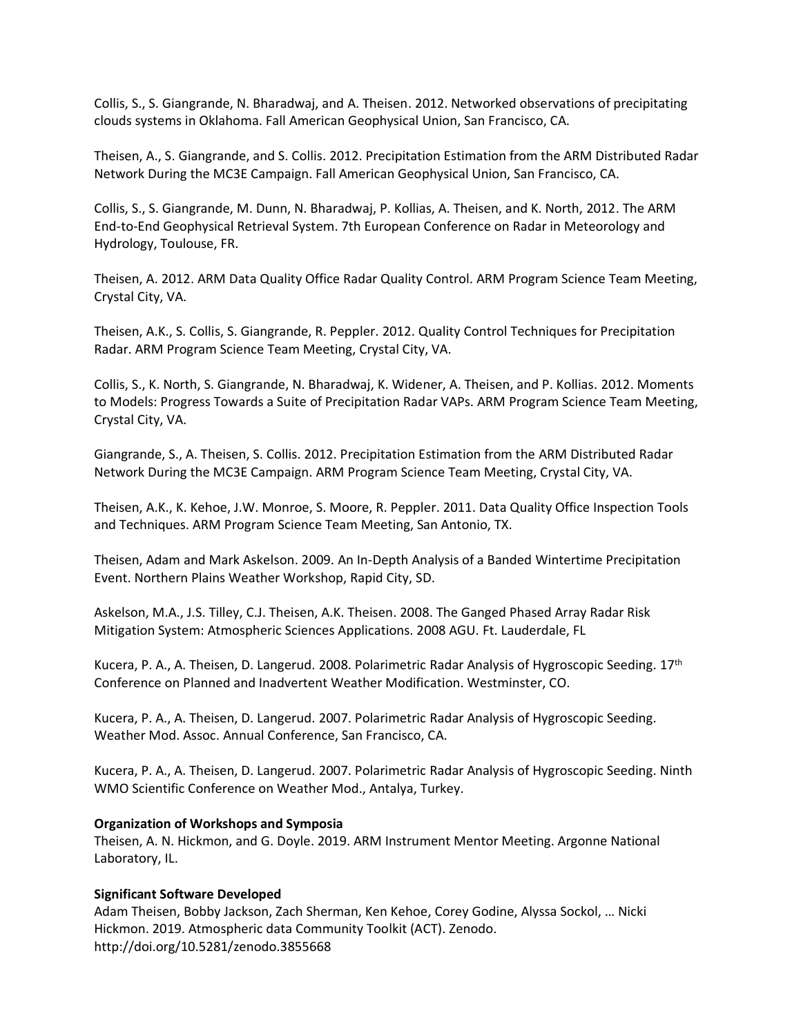Collis, S., S. Giangrande, N. Bharadwaj, and A. Theisen. 2012. Networked observations of precipitating clouds systems in Oklahoma. Fall American Geophysical Union, San Francisco, CA.

Theisen, A., S. Giangrande, and S. Collis. 2012. Precipitation Estimation from the ARM Distributed Radar Network During the MC3E Campaign. Fall American Geophysical Union, San Francisco, CA.

Collis, S., S. Giangrande, M. Dunn, N. Bharadwaj, P. Kollias, A. Theisen, and K. North, 2012. The ARM End-to-End Geophysical Retrieval System. 7th European Conference on Radar in Meteorology and Hydrology, Toulouse, FR.

Theisen, A. 2012. ARM Data Quality Office Radar Quality Control. ARM Program Science Team Meeting, Crystal City, VA.

Theisen, A.K., S. Collis, S. Giangrande, R. Peppler. 2012. Quality Control Techniques for Precipitation Radar. ARM Program Science Team Meeting, Crystal City, VA.

Collis, S., K. North, S. Giangrande, N. Bharadwaj, K. Widener, A. Theisen, and P. Kollias. 2012. Moments to Models: Progress Towards a Suite of Precipitation Radar VAPs. ARM Program Science Team Meeting, Crystal City, VA.

Giangrande, S., A. Theisen, S. Collis. 2012. Precipitation Estimation from the ARM Distributed Radar Network During the MC3E Campaign. ARM Program Science Team Meeting, Crystal City, VA.

Theisen, A.K., K. Kehoe, J.W. Monroe, S. Moore, R. Peppler. 2011. Data Quality Office Inspection Tools and Techniques. ARM Program Science Team Meeting, San Antonio, TX.

Theisen, Adam and Mark Askelson. 2009. An In-Depth Analysis of a Banded Wintertime Precipitation Event. Northern Plains Weather Workshop, Rapid City, SD.

Askelson, M.A., J.S. Tilley, C.J. Theisen, A.K. Theisen. 2008. The Ganged Phased Array Radar Risk Mitigation System: Atmospheric Sciences Applications. 2008 AGU. Ft. Lauderdale, FL

Kucera, P. A., A. Theisen, D. Langerud. 2008. Polarimetric Radar Analysis of Hygroscopic Seeding. 17th Conference on Planned and Inadvertent Weather Modification. Westminster, CO.

Kucera, P. A., A. Theisen, D. Langerud. 2007. Polarimetric Radar Analysis of Hygroscopic Seeding. Weather Mod. Assoc. Annual Conference, San Francisco, CA.

Kucera, P. A., A. Theisen, D. Langerud. 2007. Polarimetric Radar Analysis of Hygroscopic Seeding. Ninth WMO Scientific Conference on Weather Mod., Antalya, Turkey.

**Organization of Workshops and Symposia**

Theisen, A. N. Hickmon, and G. Doyle. 2019. ARM Instrument Mentor Meeting. Argonne National Laboratory, IL.

**Significant Software Developed**

Adam Theisen, Bobby Jackson, Zach Sherman, Ken Kehoe, Corey Godine, Alyssa Sockol, … Nicki Hickmon. 2019. Atmospheric data Community Toolkit (ACT). Zenodo. http://doi.org/10.5281/zenodo.3855668